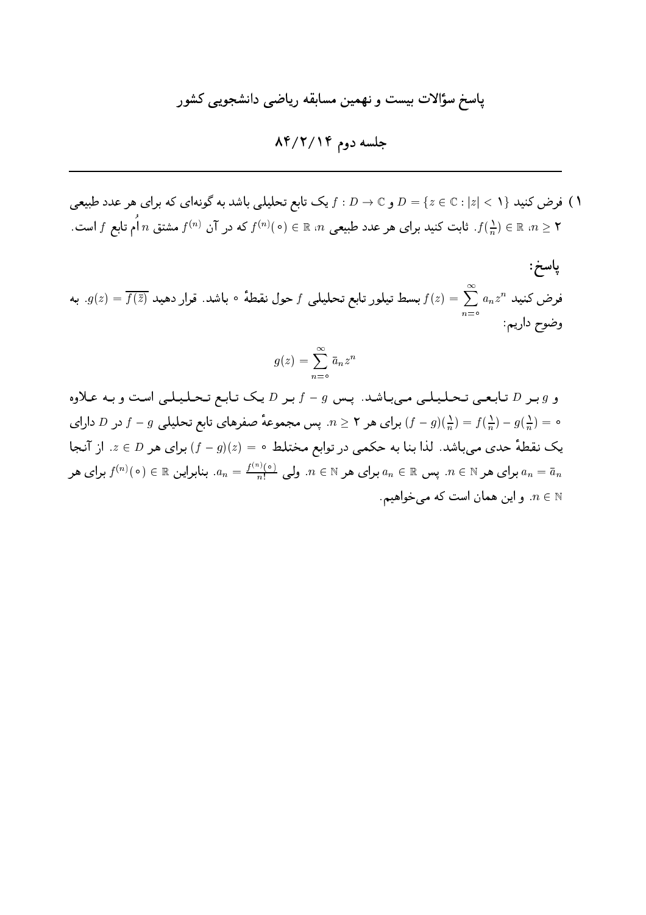# پاسخ سؤالات بیست و نهمین مسابقه ریاضی دانشجویی کشور

## جلسه دوم ۸۴/۲/۱۴

---

۱) فرض کنید $D = \{z \in \mathbb{C} : |z| < 1\}$ و $f : D \to \mathbb{C}$ یک تابع تحلیلی باشد به گونه‌ای که برای هر عدد طبیعی $n \geq 2$، $f(\frac{1}{n}) \in \mathbb{R}$. ثابت کنید برای هر عدد طبیعی $n$، $f^{(n)}(0) \in \mathbb{R}$ که در آن $f^{(n)}$ مشتق $n$ اُم تابع $f$ است.

**پاسخ:**

فرض کنید $f(z) = \sum\limits_{n=0}^{\infty} a_n z^n$ بسط تیلور تابع تحلیلی $f$ حول نقطهٔ $0$ باشد. قرار دهید $g(z) = \overline{f(\bar{z})}$. به وضوح داریم:

$$g(z) = \sum_{n=0}^{\infty} \bar{a}_n z^n$$

و $g$ بر $D$ تابعی تحلیلی می‌باشد. پس $f - g$ بر $D$ یک تابع تحلیلی است و به علاوه $(f - g)(\frac{1}{n}) = f(\frac{1}{n}) - g(\frac{1}{n}) = 0$ برای هر $n \geq 2$. پس مجموعهٔ صفرهای تابع تحلیلی $f - g$ در $D$ دارای یک نقطهٔ حدی می‌باشد. لذا بنا به حکمی در توابع مختلط $(f - g)(z) = 0$ برای هر $z \in D$. از آنجا $a_n = \bar{a}_n$ برای هر $n \in \mathbb{N}$. پس $a_n \in \mathbb{R}$ برای هر $n \in \mathbb{N}$. ولی $a_n = \frac{f^{(n)}(0)}{n!}$. بنابراین $f^{(n)}(0) \in \mathbb{R}$ برای هر $n \in \mathbb{N}$. و این همان است که می‌خواهیم.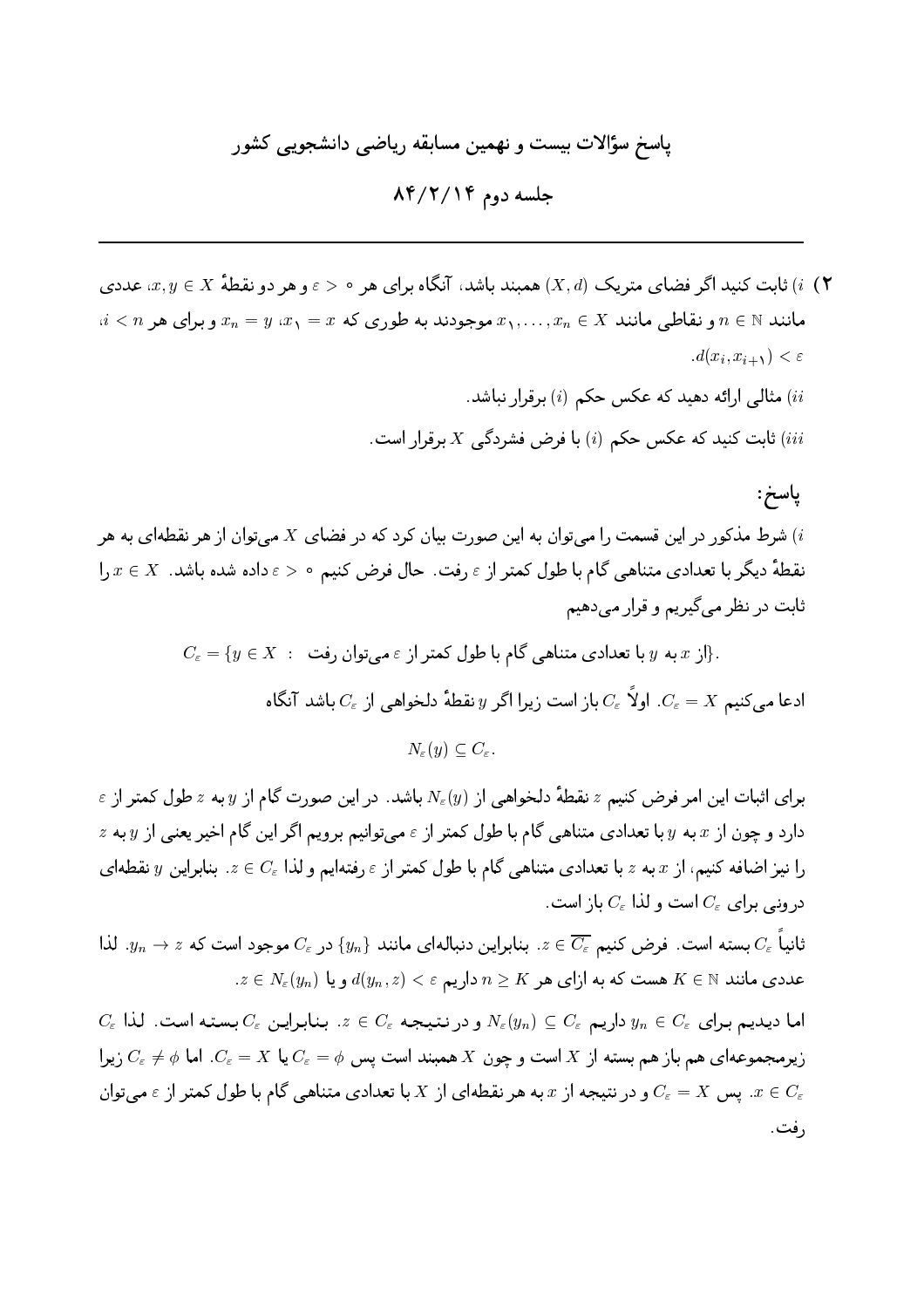# پاسخ سؤالات بیست و نهمین مسابقه ریاضی دانشجویی کشور

## جلسه دوم ۸۴/۲/۱۴

---

**۲)** $i$) ثابت کنید اگر فضای متریک $(X,d)$ همبند باشد، آنگاه برای هر $\varepsilon > 0$ و هر دو نقطهٔ $x, y \in X$، عددی مانند $n \in \mathbb{N}$ و نقاطی مانند $x_1, \ldots, x_n \in X$ موجودند به طوری که $x_1 = x$، $x_n = y$ و برای هر $i < n$، $d(x_i, x_{i+1}) < \varepsilon$.

$ii$) مثالی ارائه دهید که عکس حکم $(i)$ برقرار نباشد.

$iii$) ثابت کنید که عکس حکم $(i)$ با فرض فشردگی $X$ برقرار است.

**پاسخ:**

$i$) شرط مذکور در این قسمت را می‌توان به این صورت بیان کرد که در فضای $X$ می‌توان از هر نقطه‌ای به هر نقطهٔ دیگر با تعدادی متناهی گام با طول کمتر از $\varepsilon$ رفت. حال فرض کنیم $\varepsilon > 0$ داده شده باشد. $x \in X$ را ثابت در نظر می‌گیریم و قرار می‌دهیم

$$C_\varepsilon = \{y \in X \;:\; \text{از } x \text{ به } y \text{ با تعدادی متناهی گام با طول کمتر از } \varepsilon \text{ می‌توان رفت}\}.$$

ادعا می‌کنیم $C_\varepsilon = X$. اولاً $C_\varepsilon$ باز است زیرا اگر $y$ نقطهٔ دلخواهی از $C_\varepsilon$ باشد آنگاه

$$N_\varepsilon(y) \subseteq C_\varepsilon.$$

برای اثبات این امر فرض کنیم $z$ نقطهٔ دلخواهی از $N_\varepsilon(y)$ باشد. در این صورت گام از $y$ به $z$ طول کمتر از $\varepsilon$ دارد و چون از $x$ به $y$ با تعدادی متناهی گام با طول کمتر از $\varepsilon$ می‌توانیم برویم اگر این گام اخیر یعنی از $y$ به $z$ را نیز اضافه کنیم، از $x$ به $z$ با تعدادی متناهی گام با طول کمتر از $\varepsilon$ رفته‌ایم و لذا $z \in C_\varepsilon$. بنابراین $y$ نقطه‌ای درونی برای $C_\varepsilon$ است و لذا $C_\varepsilon$ باز است.

ثانیاً $C_\varepsilon$ بسته است. فرض کنیم $z \in \overline{C_\varepsilon}$. بنابراین دنباله‌ای مانند $\{y_n\}$ در $C_\varepsilon$ موجود است که $y_n \to z$. لذا عددی مانند $K \in \mathbb{N}$ هست که به ازای هر $n \geq K$ داریم $d(y_n, z) < \varepsilon$ و یا $z \in N_\varepsilon(y_n)$.

اما دیدیم برای $y_n \in C_\varepsilon$ داریم $N_\varepsilon(y_n) \subseteq C_\varepsilon$ و در نتیجه $z \in C_\varepsilon$. بنابراین $C_\varepsilon$ بسته است. لذا $C_\varepsilon$ زیرمجموعه‌ای هم باز هم بسته از $X$ است و چون $X$ همبند است پس $C_\varepsilon = \phi$ یا $C_\varepsilon = X$. اما $C_\varepsilon \neq \phi$ زیرا $x \in C_\varepsilon$. پس $C_\varepsilon = X$ و در نتیجه از $x$ به هر نقطه‌ای از $X$ با تعدادی متناهی گام با طول کمتر از $\varepsilon$ می‌توان رفت.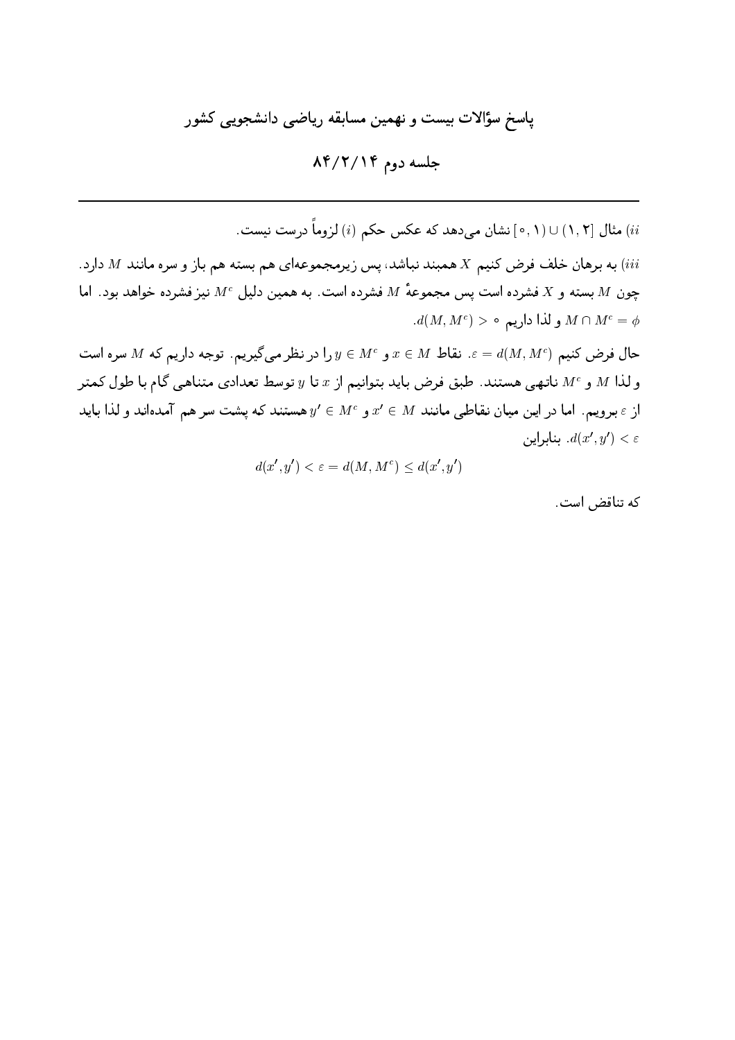## پاسخ سؤالات بیست و نهمین مسابقه ریاضی دانشجویی کشور

## جلسه دوم ۸۴/۲/۱۴

---

$ii$) مثال $[0,1)\cup(1,2]$ نشان می‌دهد که عکس حکم $(i)$ لزوماً درست نیست.

$iii$) به برهان خلف فرض کنیم $X$ همبند نباشد، پس زیرمجموعه‌ای هم بسته هم باز و سره مانند $M$ دارد. چون $M$ بسته و $X$ فشرده است پس مجموعهٔ $M$ فشرده است. به همین دلیل $M^c$ نیز فشرده خواهد بود. اما $M\cap M^c=\phi$ و لذا داریم $d(M,M^c)>0$.

حال فرض کنیم $\varepsilon=d(M,M^c)$. نقاط $x\in M$ و $y\in M^c$ را در نظر می‌گیریم. توجه داریم که $M$ سره است و لذا $M$ و $M^c$ ناتهی هستند. طبق فرض باید بتوانیم از $x$ تا $y$ توسط تعدادی متناهی گام با طول کمتر از $\varepsilon$ برویم. اما در این میان نقاطی مانند $x'\in M$ و $y'\in M^c$ هستند که پشت سر هم آمده‌اند و لذا باید $d(x',y')<\varepsilon$. بنابراین

$$d(x',y')<\varepsilon=d(M,M^c)\leq d(x',y')$$

که تناقض است.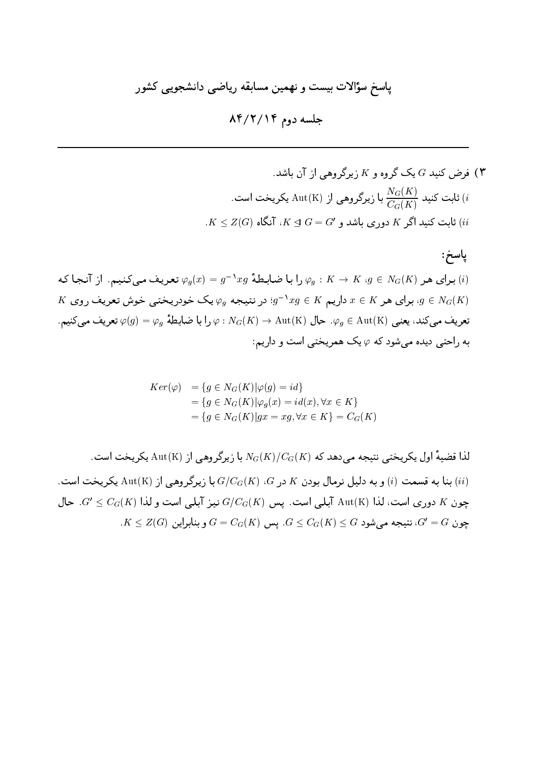## پاسخ سؤالات بیست و نهمین مسابقه ریاضی دانشجویی کشور

## جلسه دوم ۸۴/۲/۱۴

---

**۳)** فرض کنید $G$ یک گروه و $K$ زیرگروهی از آن باشد.

$i$) ثابت کنید $\dfrac{N_G(K)}{C_G(K)}$ با زیرگروهی از $\mathrm{Aut(K)}$ یکریخت است.

$ii$) ثابت کنید اگر $K$ دوری باشد و $K \trianglelefteq G = G'$، آنگاه $K \leq Z(G)$.

### پاسخ:

$(i)$ برای هر $g \in N_G(K)$، $\varphi_g : K \to K$ را با ضابطهٔ $\varphi_g(x) = g^{-1}xg$ تعریف می‌کنیم. از آنجا که $g \in N_G(K)$، برای هر $x \in K$ داریم $g^{-1}xg \in K$؛ در نتیجه $\varphi_g$ یک خودریختی خوش تعریف روی $K$ تعریف می‌کند، یعنی $\varphi_g \in \mathrm{Aut(K)}$. حال $\varphi : N_G(K) \to \mathrm{Aut(K)}$ را با ضابطهٔ $\varphi(g) = \varphi_g$ تعریف می‌کنیم. به راحتی دیده می‌شود که $\varphi$ یک همریختی است و داریم:

$$
\begin{aligned}
Ker(\varphi) &= \{g \in N_G(K) | \varphi(g) = id\} \\
&= \{g \in N_G(K) | \varphi_g(x) = id(x), \forall x \in K\} \\
&= \{g \in N_G(K) | gx = xg, \forall x \in K\} = C_G(K)
\end{aligned}
$$

لذا قضیهٔ اول یکریختی نتیجه می‌دهد که $N_G(K)/C_G(K)$ با زیرگروهی از $\mathrm{Aut(K)}$ یکریخت است.

$(ii)$ بنا به قسمت $(i)$ و به دلیل نرمال بودن $K$ در $G$، $G/C_G(K)$ با زیرگروهی از $\mathrm{Aut(K)}$ یکریخت است. چون $K$ دوری است، لذا $\mathrm{Aut(K)}$ آبلی است. پس $G/C_G(K)$ نیز آبلی است و لذا $G' \leq C_G(K)$. حال چون $G' = G$، نتیجه می‌شود $G \leq C_G(K) \leq G$. پس $G = C_G(K)$ و بنابراین $K \leq Z(G)$.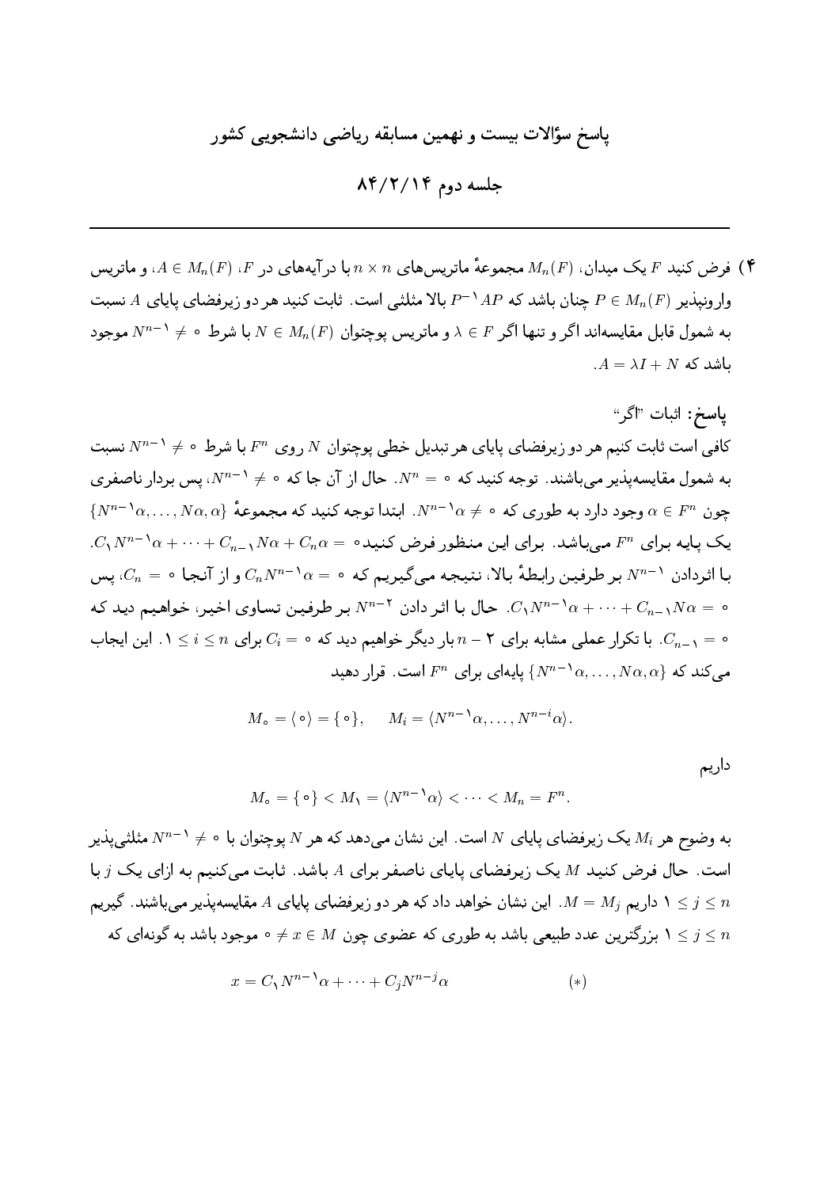# پاسخ سؤالات بیست و نهمین مسابقه ریاضی دانشجویی کشور

## جلسه دوم ۸۴/۲/۱۴

---

**۴)** فرض کنید $F$ یک میدان، $M_n(F)$ مجموعهٔ ماتریس‌های $n \times n$ با درآیه‌های در $F$، $A \in M_n(F)$، و ماتریس وارونپذیر $P \in M_n(F)$ چنان باشد که $P^{-1}AP$ بالا مثلثی است. ثابت کنید هر دو زیرفضای پایای $A$ نسبت به شمول قابل مقایسه‌اند اگر و تنها اگر $\lambda \in F$ و ماتریس پوچتوان $N \in M_n(F)$ با شرط $N^{n-1} \neq 0$ موجود باشد که $A = \lambda I + N$.

**پاسخ:** اثبات "اگر"

کافی است ثابت کنیم هر دو زیرفضای پایای هر تبدیل خطی پوچتوان $N$ روی $F^n$ با شرط $N^{n-1} \neq 0$ نسبت به شمول مقایسه‌پذیر می‌باشند. توجه کنید که $N^n = 0$. حال از آن جا که $N^{n-1} \neq 0$، پس بردار ناصفری چون $\alpha \in F^n$ وجود دارد به طوری که $N^{n-1}\alpha \neq 0$. ابتدا توجه کنید که مجموعهٔ $\{N^{n-1}\alpha, \dots, N\alpha, \alpha\}$ یک پایه برای $F^n$ می‌باشد. برای این منظور فرض کنید $C_1 N^{n-1}\alpha + \cdots + C_{n-1}N\alpha + C_n\alpha = 0$. با اثردادن $N^{n-1}$ بر طرفین رابطهٔ بالا، نتیجه می‌گیریم که $C_n N^{n-1}\alpha = 0$ و از آنجا $C_n = 0$، پس $C_1 N^{n-1}\alpha + \cdots + C_{n-1}N\alpha = 0$. حال با اثر دادن $N^{n-2}$ بر طرفین تساوی اخیر، خواهیم دید که $C_{n-1} = 0$. با تکرار عملی مشابه برای $n-2$ بار دیگر خواهیم دید که $C_i = 0$ برای $1 \leq i \leq n$. این ایجاب می‌کند که $\{N^{n-1}\alpha, \dots, N\alpha, \alpha\}$ پایه‌ای برای $F^n$ است. قرار دهید

$$M_0 = \langle 0 \rangle = \{0\}, \qquad M_i = \langle N^{n-1}\alpha, \dots, N^{n-i}\alpha \rangle.$$

داریم

$$M_0 = \{0\} < M_1 = \langle N^{n-1}\alpha \rangle < \cdots < M_n = F^n.$$

به وضوح هر $M_i$ یک زیرفضای پایای $N$ است. این نشان می‌دهد که هر $N$ پوچتوان با $N^{n-1} \neq 0$ مثلثی‌پذیر است. حال فرض کنید $M$ یک زیرفضای پایای ناصفر برای $A$ باشد. ثابت می‌کنیم به ازای یک $j$ با $1 \leq j \leq n$ داریم $M = M_j$. این نشان خواهد داد که هر دو زیرفضای پایای $A$ مقایسه‌پذیر می‌باشند. گیریم $1 \leq j \leq n$ بزرگترین عدد طبیعی باشد به طوری که عضوی چون $0 \neq x \in M$ موجود باشد به گونه‌ای که

$$x = C_1 N^{n-1}\alpha + \cdots + C_j N^{n-j}\alpha \qquad (*)$$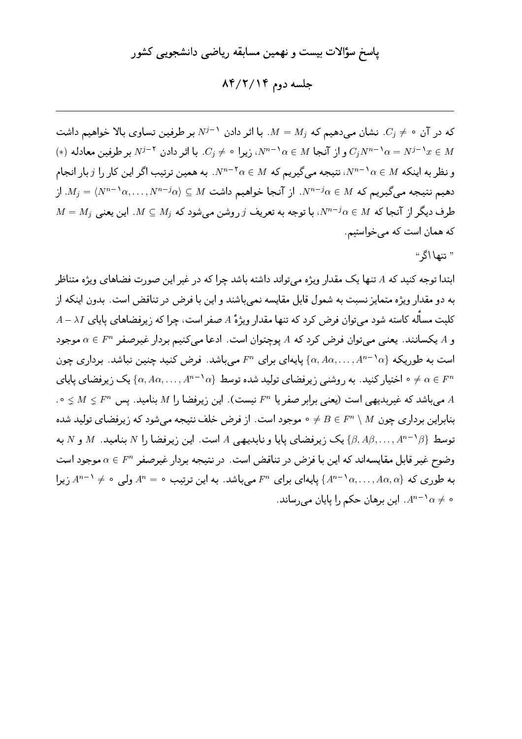## پاسخ سؤالات بیست و نهمین مسابقه ریاضی دانشجویی کشور

### جلسه دوم ۸۴/۲/۱۴

---

که در آن $C_j \neq 0$. نشان می‌دهیم که $M = M_j$. با اثر دادن $N^{j-1}$ بر طرفین تساوی بالا خواهیم داشت $C_j N^{n-1}\alpha = N^{j-1}x \in M$ و از آنجا $N^{n-1}\alpha \in M$، زیرا $C_j \neq 0$. با اثر دادن $N^{j-2}$ بر طرفین معادله $(*)$ و نظر به اینکه $N^{n-1}\alpha \in M$، نتیجه می‌گیریم که $N^{n-2}\alpha \in M$. به همین ترتیب اگر این کار را $j$ بار انجام دهیم نتیجه می‌گیریم که $N^{n-j}\alpha \in M$. از آنجا خواهیم داشت $M_j = \langle N^{n-1}\alpha, \ldots, N^{n-j}\alpha \rangle \subseteq M$. از طرف دیگر از آنجا که $N^{n-j}\alpha \in M$، با توجه به تعریف $j$ روشن می‌شود که $M \subseteq M_j$. این یعنی $M = M_j$ که همان است که می‌خواستیم.

" تنها اگر"

ابتدا توجه کنید که $A$ تنها یک مقدار ویژه می‌تواند داشته باشد چرا که در غیر این صورت فضاهای ویژه متناظر به دو مقدار ویژه متمایز نسبت به شمول قابل مقایسه نمی‌باشند و این با فرض در تناقض است. بدون اینکه از کلیت مسأله کاسته شود می‌توان فرض کرد که تنها مقدار ویژهٔ $A$ صفر است، چرا که زیرفضاهای پایای $A - \lambda I$ و $A$ یکسانند. یعنی می‌توان فرض کرد که $A$ پوچتوان است. ادعا می‌کنیم بردار غیرصفر $\alpha \in F^n$ موجود است به طوریکه $\{\alpha, A\alpha, \ldots, A^{n-1}\alpha\}$ پایه‌ای برای $F^n$ می‌باشد. فرض کنید چنین نباشد. برداری چون $0 \neq \alpha \in F^n$ اختیار کنید. به روشنی زیرفضای تولید شده توسط $\{\alpha, A\alpha, \ldots, A^{n-1}\alpha\}$ یک زیرفضای پایای $A$ می‌باشد که غیربدیهی است (یعنی برابر صفر یا $F^n$ نیست). این زیرفضا را $M$ بنامید. پس $0 \lneq M \lneq F^n$. بنابراین برداری چون $0 \neq B \in F^n \setminus M$ موجود است. از فرض خلف نتیجه می‌شود که زیرفضای تولید شده توسط $\{\beta, A\beta, \ldots, A^{n-1}\beta\}$ یک زیرفضای پایا و نابدیهی $A$ است. این زیرفضا را $N$ بنامید. $M$ و $N$ به وضوح غیر قابل مقایسه‌اند که این با فرض در تناقض است. در نتیجه بردار غیرصفر $\alpha \in F^n$ موجود است به طوری که $\{A^{n-1}\alpha, \ldots, A\alpha, \alpha\}$ پایه‌ای برای $F^n$ می‌باشد. به این ترتیب $A^n = 0$ ولی $A^{n-1} \neq 0$ زیرا $A^{n-1}\alpha \neq 0$. این برهان حکم را پایان می‌رساند.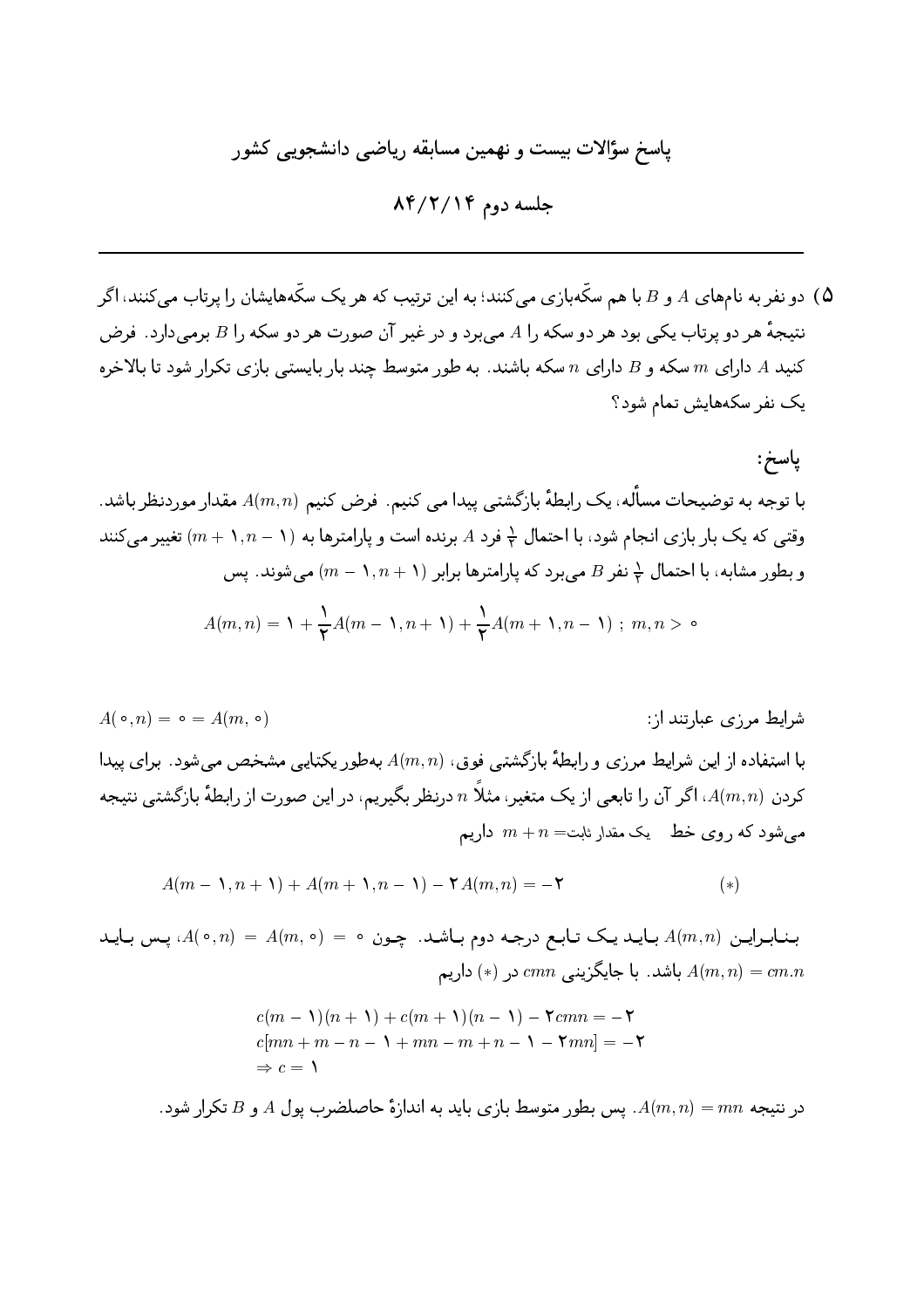# پاسخ سؤالات بیست و نهمین مسابقه ریاضی دانشجویی کشور

## جلسه دوم ۸۴/۲/۱۴

---

۵) دو نفر به نام‌های $A$ و $B$ با هم سکّه‌بازی می‌کنند؛ به این ترتیب که هر یک سکّه‌هایشان را پرتاب می‌کنند، اگر نتیجهٔ هر دو پرتاب یکی بود هر دو سکه را $A$ می‌برد و در غیر آن صورت هر دو سکه را $B$ برمی‌دارد. فرض کنید $A$ دارای $m$ سکه و $B$ دارای $n$ سکه باشند. به طور متوسط چند بار بایستی بازی تکرار شود تا بالاخره یک نفر سکه‌هایش تمام شود؟

**پاسخ:**

با توجه به توضیحات مسأله، یک رابطهٔ بازگشتی پیدا می کنیم. فرض کنیم $A(m,n)$ مقدار موردنظر باشد. وقتی که یک بار بازی انجام شود، با احتمال $\frac{1}{2}$ فرد $A$ برنده است و پارامترها به $(m+1, n-1)$ تغییر می‌کنند و بطور مشابه، با احتمال $\frac{1}{2}$ نفر $B$ می‌برد که پارامترها برابر $(m-1, n+1)$ می‌شوند. پس

$$A(m,n) = 1 + \frac{1}{2}A(m-1, n+1) + \frac{1}{2}A(m+1, n-1) \; ; \; m,n > 0$$

شرایط مرزی عبارتند از: $A(0,n) = 0 = A(m,0)$

با استفاده از این شرایط مرزی و رابطهٔ بازگشتی فوق، $A(m,n)$ به‌طور یکتایی مشخص می‌شود. برای پیدا کردن $A(m,n)$، اگر آن را تابعی از یک متغیر، مثلاً $n$ درنظر بگیریم، در این صورت از رابطهٔ بازگشتی نتیجه می‌شود که روی خط $m+n=$ یک مقدار ثابت داریم

$$A(m-1, n+1) + A(m+1, n-1) - 2A(m,n) = -2 \qquad (*)$$

بنابراین $A(m,n)$ باید یک تابع درجه دوم باشد. چون $A(0,n) = A(m,0) = 0$، پس باید $A(m,n) = cm.n$ باشد. با جایگزینی $cmn$ در $(*)$ داریم

$$\begin{aligned}
&c(m-1)(n+1) + c(m+1)(n-1) - 2cmn = -2 \\
&c[mn + m - n - 1 + mn - m + n - 1 - 2mn] = -2 \\
&\Rightarrow c = 1
\end{aligned}$$

در نتیجه $A(m,n) = mn$. پس بطور متوسط بازی باید به اندازهٔ حاصلضرب پول $A$ و $B$ تکرار شود.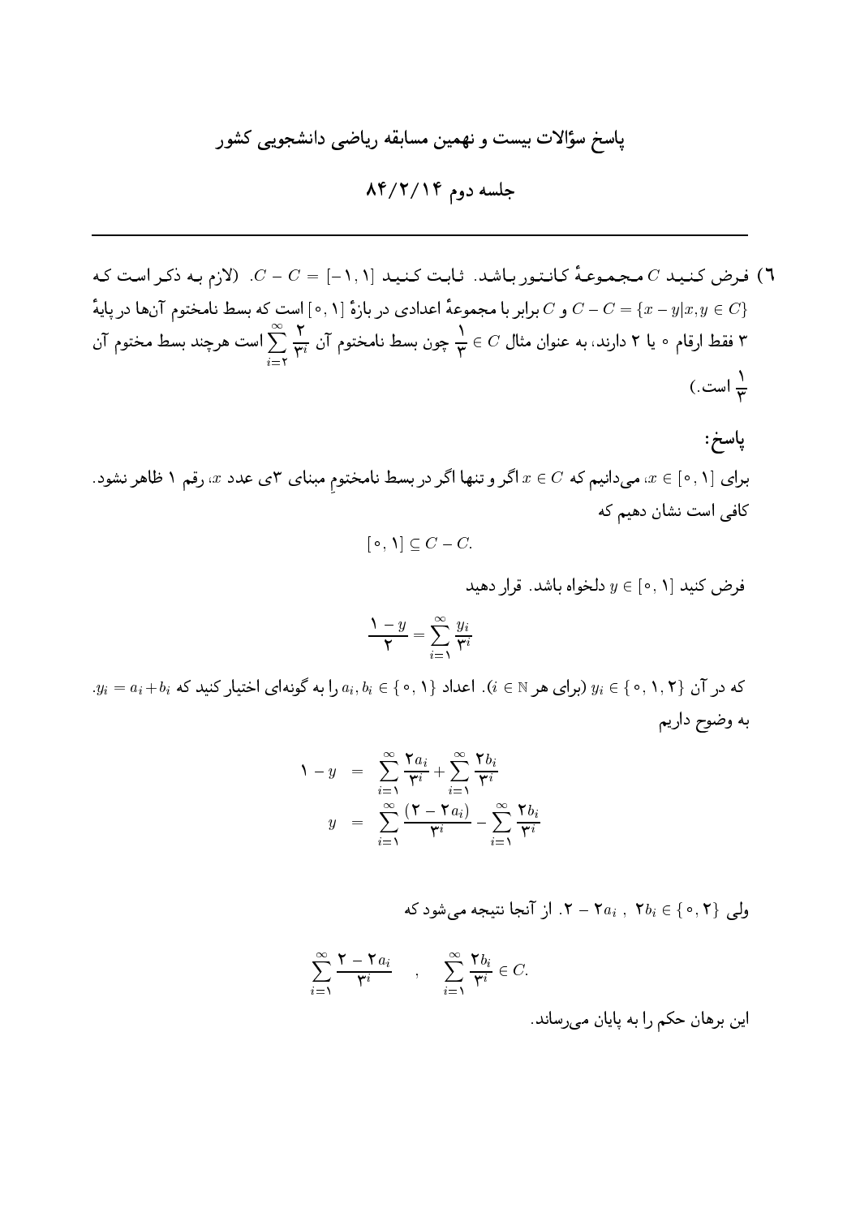## پاسخ سؤالات بیست و نهمین مسابقه ریاضی دانشجویی کشور

### جلسه دوم ۸۴/۲/۱۴

---

۶) فرض کنید $C$ مجموعهٔ کانتور باشد. ثابت کنید $C - C = [-1, 1]$. (لازم به ذکر است که $C - C = \{x - y | x, y \in C\}$ و $C$ برابر با مجموعهٔ اعدادی در بازهٔ $[0, 1]$ است که بسط نامختوم آن‌ها در پایهٔ ۳ فقط ارقام ۰ یا ۲ دارند، به عنوان مثال $\frac{1}{3} \in C$ چون بسط نامختوم آن $\sum_{i=2}^{\infty} \frac{2}{3^i}$ است هرچند بسط مختوم آن $\frac{1}{3}$ است.)

**پاسخ:**

برای $x \in [0, 1]$، می‌دانیم که $x \in C$ اگر و تنها اگر در بسط نامختومِ مبنای ۳ی عدد $x$، رقم ۱ ظاهر نشود. کافی است نشان دهیم که

$$[0, 1] \subseteq C - C.$$

فرض کنید $y \in [0, 1]$ دلخواه باشد. قرار دهید

$$\frac{1 - y}{2} = \sum_{i=1}^{\infty} \frac{y_i}{3^i}$$

که در آن $y_i \in \{0, 1, 2\}$ (برای هر $i \in \mathbb{N}$). اعداد $a_i, b_i \in \{0, 1\}$ را به گونه‌ای اختیار کنید که $y_i = a_i + b_i$. به وضوح داریم

$$\begin{aligned} 1 - y &= \sum_{i=1}^{\infty} \frac{2a_i}{3^i} + \sum_{i=1}^{\infty} \frac{2b_i}{3^i} \\ y &= \sum_{i=1}^{\infty} \frac{(2 - 2a_i)}{3^i} - \sum_{i=1}^{\infty} \frac{2b_i}{3^i} \end{aligned}$$

ولی $2 - 2a_i \, , \, 2b_i \in \{0, 2\}$. از آنجا نتیجه می‌شود که

$$\sum_{i=1}^{\infty} \frac{2 - 2a_i}{3^i} \quad , \quad \sum_{i=1}^{\infty} \frac{2b_i}{3^i} \in C.$$

این برهان حکم را به پایان می‌رساند.